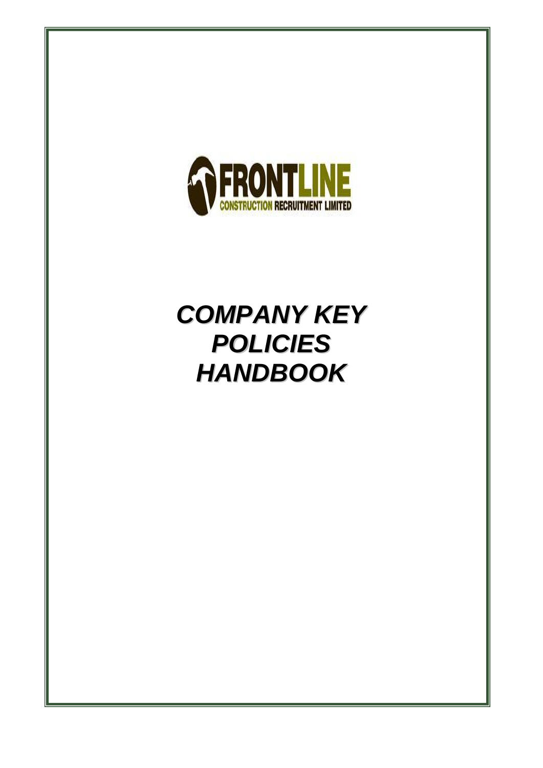FRONTLINE
CONSTRUCTION RECRUITMENT LIMITED

# *COMPANY KEY POLICIES HANDBOOK*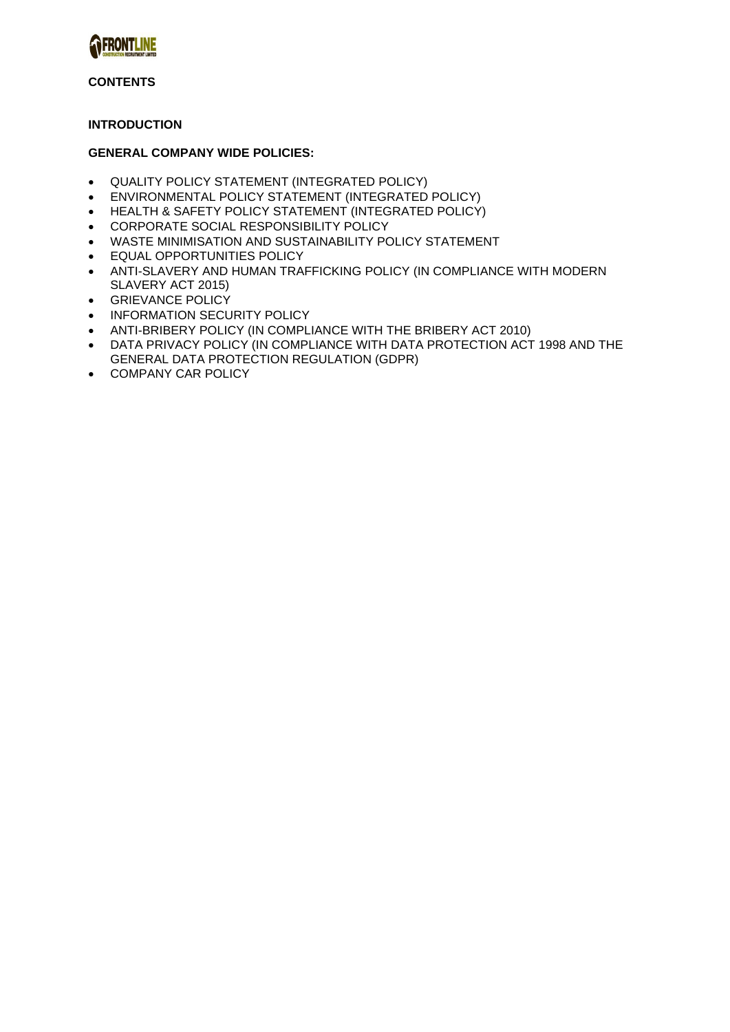**CONTENTS**

**INTRODUCTION**

**GENERAL COMPANY WIDE POLICIES:**

- QUALITY POLICY STATEMENT (INTEGRATED POLICY)
- ENVIRONMENTAL POLICY STATEMENT (INTEGRATED POLICY)
- HEALTH & SAFETY POLICY STATEMENT (INTEGRATED POLICY)
- CORPORATE SOCIAL RESPONSIBILITY POLICY
- WASTE MINIMISATION AND SUSTAINABILITY POLICY STATEMENT
- EQUAL OPPORTUNITIES POLICY
- ANTI-SLAVERY AND HUMAN TRAFFICKING POLICY (IN COMPLIANCE WITH MODERN SLAVERY ACT 2015)
- GRIEVANCE POLICY
- INFORMATION SECURITY POLICY
- ANTI-BRIBERY POLICY (IN COMPLIANCE WITH THE BRIBERY ACT 2010)
- DATA PRIVACY POLICY (IN COMPLIANCE WITH DATA PROTECTION ACT 1998 AND THE GENERAL DATA PROTECTION REGULATION (GDPR)
- COMPANY CAR POLICY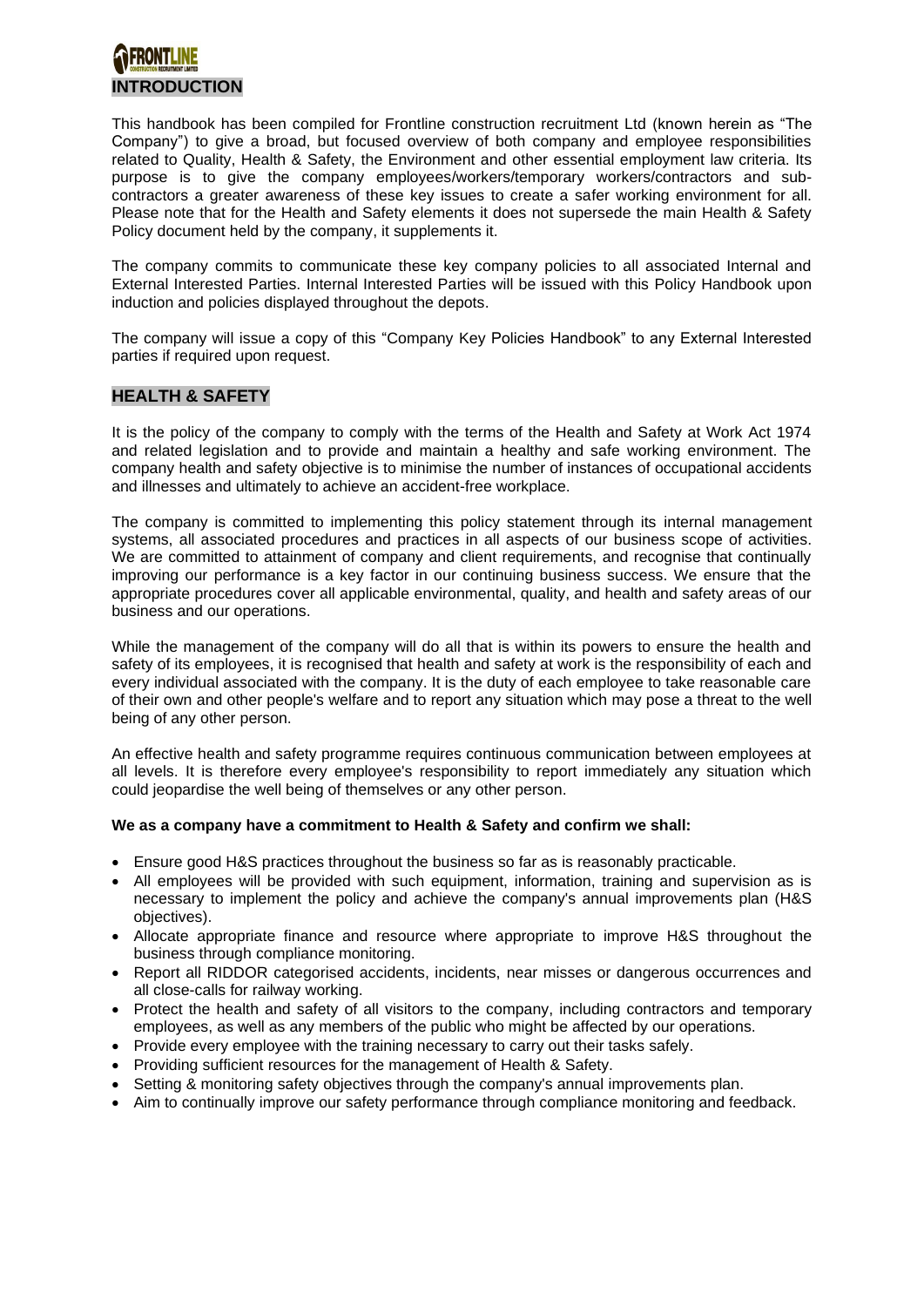## INTRODUCTION

This handbook has been compiled for Frontline construction recruitment Ltd (known herein as "The Company") to give a broad, but focused overview of both company and employee responsibilities related to Quality, Health & Safety, the Environment and other essential employment law criteria. Its purpose is to give the company employees/workers/temporary workers/contractors and sub-contractors a greater awareness of these key issues to create a safer working environment for all. Please note that for the Health and Safety elements it does not supersede the main Health & Safety Policy document held by the company, it supplements it.

The company commits to communicate these key company policies to all associated Internal and External Interested Parties. Internal Interested Parties will be issued with this Policy Handbook upon induction and policies displayed throughout the depots.

The company will issue a copy of this "Company Key Policies Handbook" to any External Interested parties if required upon request.

## HEALTH & SAFETY

It is the policy of the company to comply with the terms of the Health and Safety at Work Act 1974 and related legislation and to provide and maintain a healthy and safe working environment. The company health and safety objective is to minimise the number of instances of occupational accidents and illnesses and ultimately to achieve an accident-free workplace.

The company is committed to implementing this policy statement through its internal management systems, all associated procedures and practices in all aspects of our business scope of activities. We are committed to attainment of company and client requirements, and recognise that continually improving our performance is a key factor in our continuing business success. We ensure that the appropriate procedures cover all applicable environmental, quality, and health and safety areas of our business and our operations.

While the management of the company will do all that is within its powers to ensure the health and safety of its employees, it is recognised that health and safety at work is the responsibility of each and every individual associated with the company. It is the duty of each employee to take reasonable care of their own and other people's welfare and to report any situation which may pose a threat to the well being of any other person.

An effective health and safety programme requires continuous communication between employees at all levels. It is therefore every employee's responsibility to report immediately any situation which could jeopardise the well being of themselves or any other person.

**We as a company have a commitment to Health & Safety and confirm we shall:**

- Ensure good H&S practices throughout the business so far as is reasonably practicable.
- All employees will be provided with such equipment, information, training and supervision as is necessary to implement the policy and achieve the company's annual improvements plan (H&S objectives).
- Allocate appropriate finance and resource where appropriate to improve H&S throughout the business through compliance monitoring.
- Report all RIDDOR categorised accidents, incidents, near misses or dangerous occurrences and all close-calls for railway working.
- Protect the health and safety of all visitors to the company, including contractors and temporary employees, as well as any members of the public who might be affected by our operations.
- Provide every employee with the training necessary to carry out their tasks safely.
- Providing sufficient resources for the management of Health & Safety.
- Setting & monitoring safety objectives through the company's annual improvements plan.
- Aim to continually improve our safety performance through compliance monitoring and feedback.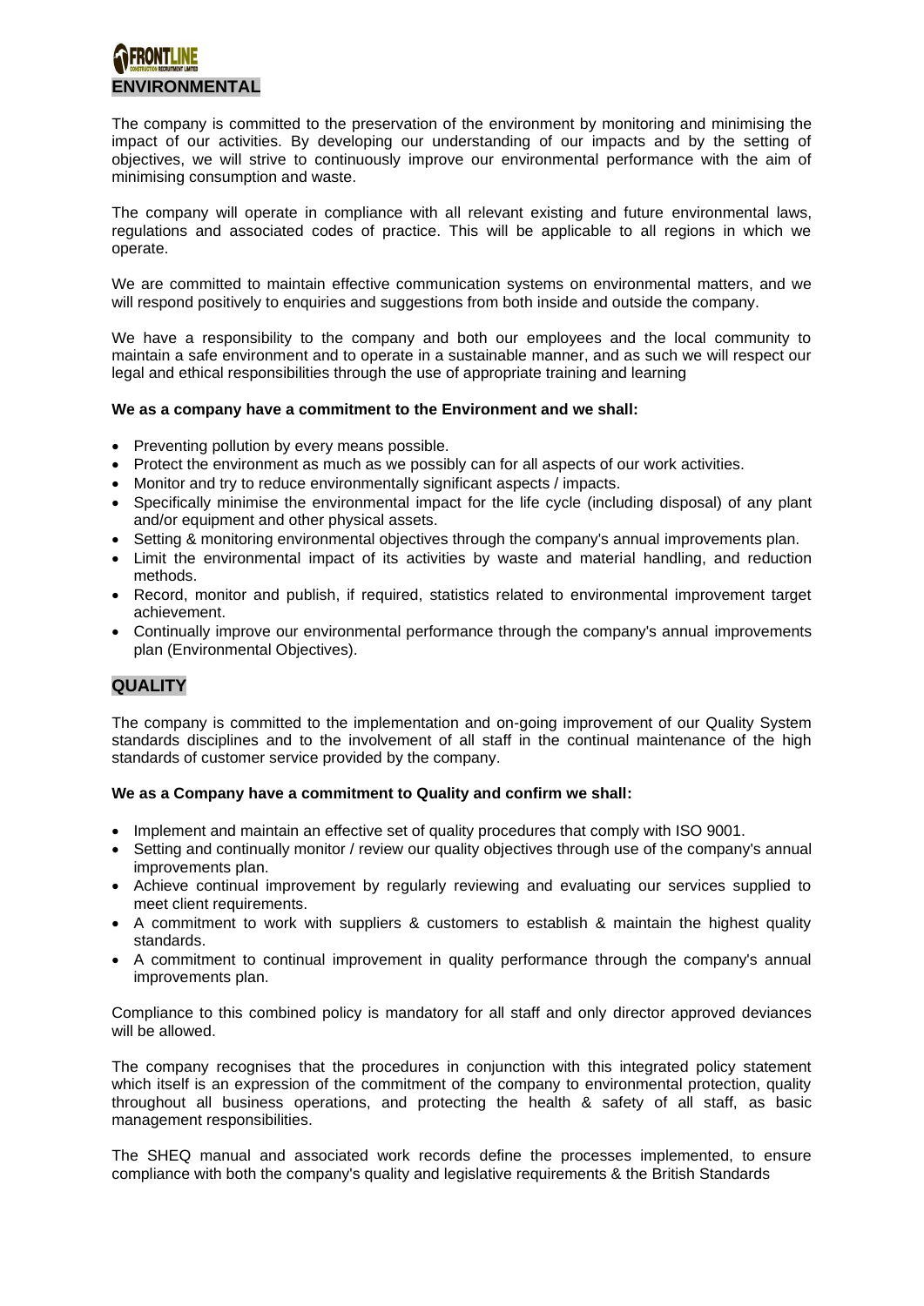## ENVIRONMENTAL

The company is committed to the preservation of the environment by monitoring and minimising the impact of our activities. By developing our understanding of our impacts and by the setting of objectives, we will strive to continuously improve our environmental performance with the aim of minimising consumption and waste.

The company will operate in compliance with all relevant existing and future environmental laws, regulations and associated codes of practice. This will be applicable to all regions in which we operate.

We are committed to maintain effective communication systems on environmental matters, and we will respond positively to enquiries and suggestions from both inside and outside the company.

We have a responsibility to the company and both our employees and the local community to maintain a safe environment and to operate in a sustainable manner, and as such we will respect our legal and ethical responsibilities through the use of appropriate training and learning

**We as a company have a commitment to the Environment and we shall:**

- Preventing pollution by every means possible.
- Protect the environment as much as we possibly can for all aspects of our work activities.
- Monitor and try to reduce environmentally significant aspects / impacts.
- Specifically minimise the environmental impact for the life cycle (including disposal) of any plant and/or equipment and other physical assets.
- Setting & monitoring environmental objectives through the company's annual improvements plan.
- Limit the environmental impact of its activities by waste and material handling, and reduction methods.
- Record, monitor and publish, if required, statistics related to environmental improvement target achievement.
- Continually improve our environmental performance through the company's annual improvements plan (Environmental Objectives).

## QUALITY

The company is committed to the implementation and on-going improvement of our Quality System standards disciplines and to the involvement of all staff in the continual maintenance of the high standards of customer service provided by the company.

**We as a Company have a commitment to Quality and confirm we shall:**

- Implement and maintain an effective set of quality procedures that comply with ISO 9001.
- Setting and continually monitor / review our quality objectives through use of the company's annual improvements plan.
- Achieve continual improvement by regularly reviewing and evaluating our services supplied to meet client requirements.
- A commitment to work with suppliers & customers to establish & maintain the highest quality standards.
- A commitment to continual improvement in quality performance through the company's annual improvements plan.

Compliance to this combined policy is mandatory for all staff and only director approved deviances will be allowed.

The company recognises that the procedures in conjunction with this integrated policy statement which itself is an expression of the commitment of the company to environmental protection, quality throughout all business operations, and protecting the health & safety of all staff, as basic management responsibilities.

The SHEQ manual and associated work records define the processes implemented, to ensure compliance with both the company's quality and legislative requirements & the British Standards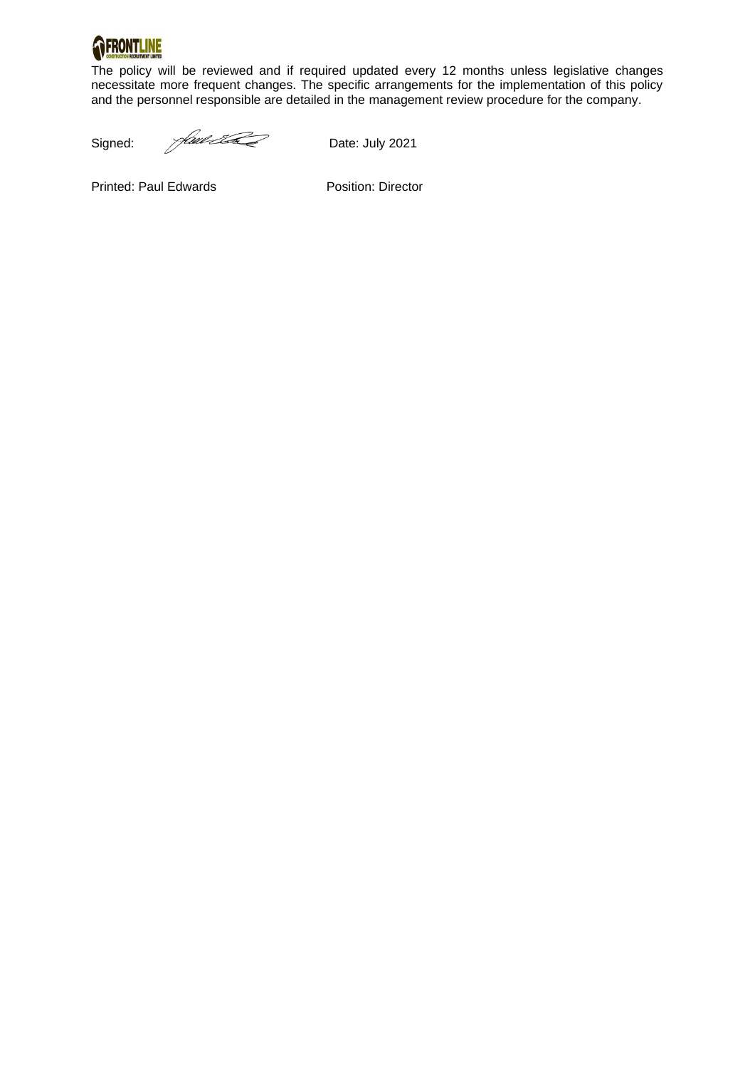The policy will be reviewed and if required updated every 12 months unless legislative changes necessitate more frequent changes. The specific arrangements for the implementation of this policy and the personnel responsible are detailed in the management review procedure for the company.

Signed: Date: July 2021

Printed: Paul Edwards Position: Director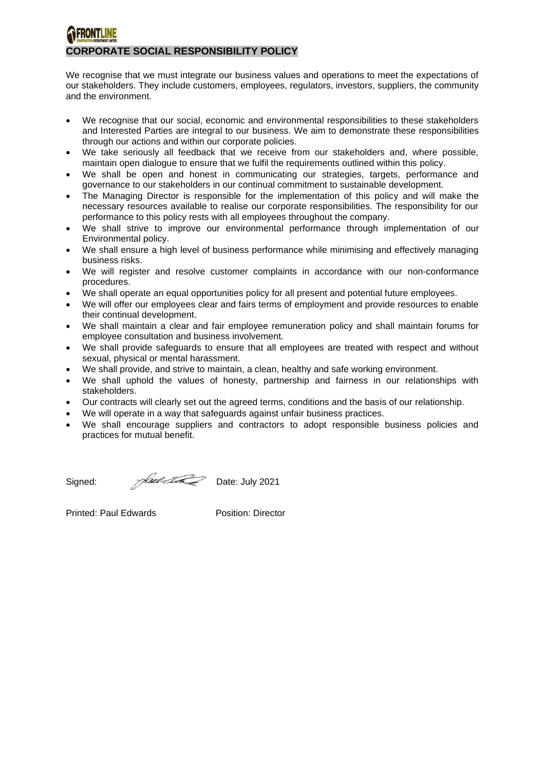FRONTLINE
CONSTRUCTION RECRUITMENT LIMITED

# CORPORATE SOCIAL RESPONSIBILITY POLICY

We recognise that we must integrate our business values and operations to meet the expectations of our stakeholders. They include customers, employees, regulators, investors, suppliers, the community and the environment.

- We recognise that our social, economic and environmental responsibilities to these stakeholders and Interested Parties are integral to our business. We aim to demonstrate these responsibilities through our actions and within our corporate policies.
- We take seriously all feedback that we receive from our stakeholders and, where possible, maintain open dialogue to ensure that we fulfil the requirements outlined within this policy.
- We shall be open and honest in communicating our strategies, targets, performance and governance to our stakeholders in our continual commitment to sustainable development.
- The Managing Director is responsible for the implementation of this policy and will make the necessary resources available to realise our corporate responsibilities. The responsibility for our performance to this policy rests with all employees throughout the company.
- We shall strive to improve our environmental performance through implementation of our Environmental policy.
- We shall ensure a high level of business performance while minimising and effectively managing business risks.
- We will register and resolve customer complaints in accordance with our non-conformance procedures.
- We shall operate an equal opportunities policy for all present and potential future employees.
- We will offer our employees clear and fairs terms of employment and provide resources to enable their continual development.
- We shall maintain a clear and fair employee remuneration policy and shall maintain forums for employee consultation and business involvement.
- We shall provide safeguards to ensure that all employees are treated with respect and without sexual, physical or mental harassment.
- We shall provide, and strive to maintain, a clean, healthy and safe working environment.
- We shall uphold the values of honesty, partnership and fairness in our relationships with stakeholders.
- Our contracts will clearly set out the agreed terms, conditions and the basis of our relationship.
- We will operate in a way that safeguards against unfair business practices.
- We shall encourage suppliers and contractors to adopt responsible business policies and practices for mutual benefit.

Signed: Date: July 2021

Printed: Paul Edwards Position: Director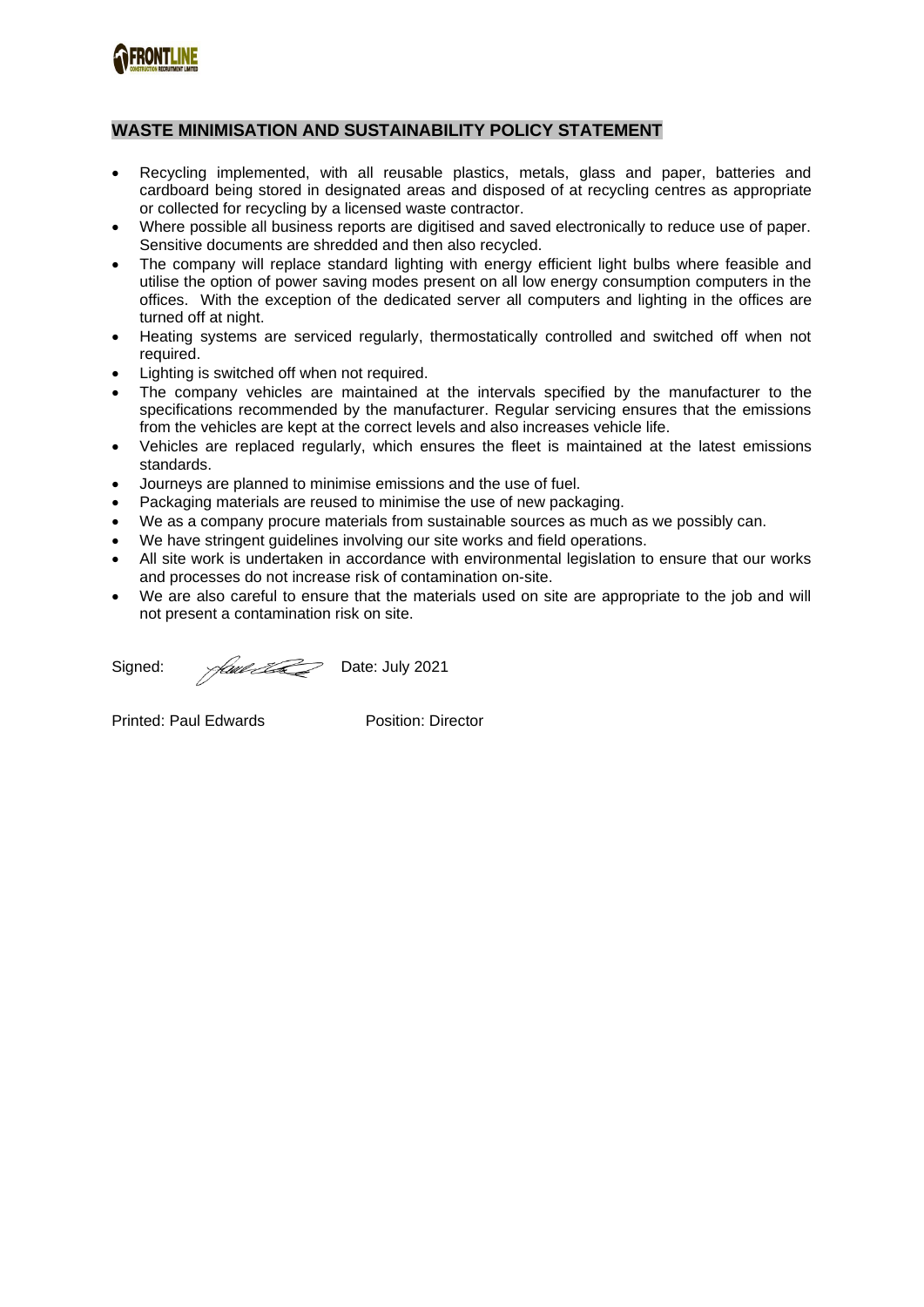## WASTE MINIMISATION AND SUSTAINABILITY POLICY STATEMENT

- Recycling implemented, with all reusable plastics, metals, glass and paper, batteries and cardboard being stored in designated areas and disposed of at recycling centres as appropriate or collected for recycling by a licensed waste contractor.
- Where possible all business reports are digitised and saved electronically to reduce use of paper. Sensitive documents are shredded and then also recycled.
- The company will replace standard lighting with energy efficient light bulbs where feasible and utilise the option of power saving modes present on all low energy consumption computers in the offices. With the exception of the dedicated server all computers and lighting in the offices are turned off at night.
- Heating systems are serviced regularly, thermostatically controlled and switched off when not required.
- Lighting is switched off when not required.
- The company vehicles are maintained at the intervals specified by the manufacturer to the specifications recommended by the manufacturer. Regular servicing ensures that the emissions from the vehicles are kept at the correct levels and also increases vehicle life.
- Vehicles are replaced regularly, which ensures the fleet is maintained at the latest emissions standards.
- Journeys are planned to minimise emissions and the use of fuel.
- Packaging materials are reused to minimise the use of new packaging.
- We as a company procure materials from sustainable sources as much as we possibly can.
- We have stringent guidelines involving our site works and field operations.
- All site work is undertaken in accordance with environmental legislation to ensure that our works and processes do not increase risk of contamination on-site.
- We are also careful to ensure that the materials used on site are appropriate to the job and will not present a contamination risk on site.

Signed: Date: July 2021

Printed: Paul Edwards Position: Director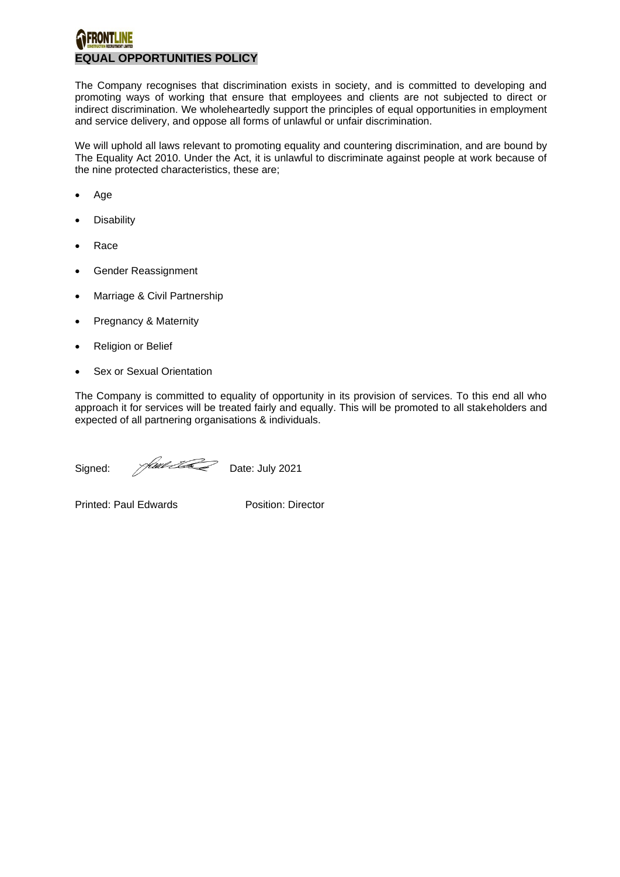FRONTLINE
CONSTRUCTION RECRUITMENT LIMITED

# EQUAL OPPORTUNITIES POLICY

The Company recognises that discrimination exists in society, and is committed to developing and promoting ways of working that ensure that employees and clients are not subjected to direct or indirect discrimination. We wholeheartedly support the principles of equal opportunities in employment and service delivery, and oppose all forms of unlawful or unfair discrimination.

We will uphold all laws relevant to promoting equality and countering discrimination, and are bound by The Equality Act 2010. Under the Act, it is unlawful to discriminate against people at work because of the nine protected characteristics, these are;

- Age
- Disability
- Race
- Gender Reassignment
- Marriage & Civil Partnership
- Pregnancy & Maternity
- Religion or Belief
- Sex or Sexual Orientation

The Company is committed to equality of opportunity in its provision of services. To this end all who approach it for services will be treated fairly and equally. This will be promoted to all stakeholders and expected of all partnering organisations & individuals.

Signed: [signature] Date: July 2021

Printed: Paul Edwards Position: Director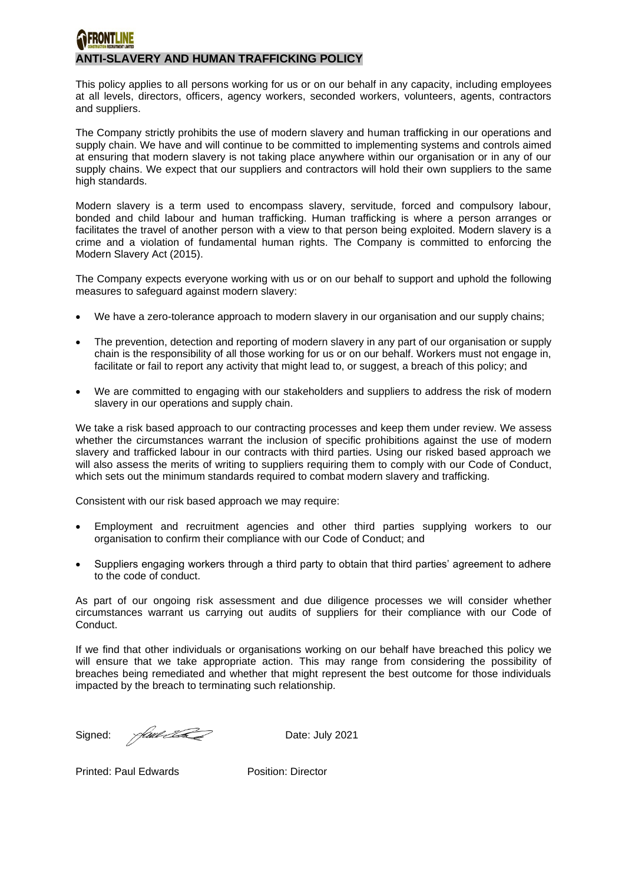# ANTI-SLAVERY AND HUMAN TRAFFICKING POLICY

This policy applies to all persons working for us or on our behalf in any capacity, including employees at all levels, directors, officers, agency workers, seconded workers, volunteers, agents, contractors and suppliers.

The Company strictly prohibits the use of modern slavery and human trafficking in our operations and supply chain. We have and will continue to be committed to implementing systems and controls aimed at ensuring that modern slavery is not taking place anywhere within our organisation or in any of our supply chains. We expect that our suppliers and contractors will hold their own suppliers to the same high standards.

Modern slavery is a term used to encompass slavery, servitude, forced and compulsory labour, bonded and child labour and human trafficking. Human trafficking is where a person arranges or facilitates the travel of another person with a view to that person being exploited. Modern slavery is a crime and a violation of fundamental human rights. The Company is committed to enforcing the Modern Slavery Act (2015).

The Company expects everyone working with us or on our behalf to support and uphold the following measures to safeguard against modern slavery:

- We have a zero-tolerance approach to modern slavery in our organisation and our supply chains;
- The prevention, detection and reporting of modern slavery in any part of our organisation or supply chain is the responsibility of all those working for us or on our behalf. Workers must not engage in, facilitate or fail to report any activity that might lead to, or suggest, a breach of this policy; and
- We are committed to engaging with our stakeholders and suppliers to address the risk of modern slavery in our operations and supply chain.

We take a risk based approach to our contracting processes and keep them under review. We assess whether the circumstances warrant the inclusion of specific prohibitions against the use of modern slavery and trafficked labour in our contracts with third parties. Using our risked based approach we will also assess the merits of writing to suppliers requiring them to comply with our Code of Conduct, which sets out the minimum standards required to combat modern slavery and trafficking.

Consistent with our risk based approach we may require:

- Employment and recruitment agencies and other third parties supplying workers to our organisation to confirm their compliance with our Code of Conduct; and
- Suppliers engaging workers through a third party to obtain that third parties' agreement to adhere to the code of conduct.

As part of our ongoing risk assessment and due diligence processes we will consider whether circumstances warrant us carrying out audits of suppliers for their compliance with our Code of Conduct.

If we find that other individuals or organisations working on our behalf have breached this policy we will ensure that we take appropriate action. This may range from considering the possibility of breaches being remediated and whether that might represent the best outcome for those individuals impacted by the breach to terminating such relationship.

Signed: Date: July 2021

Printed: Paul Edwards Position: Director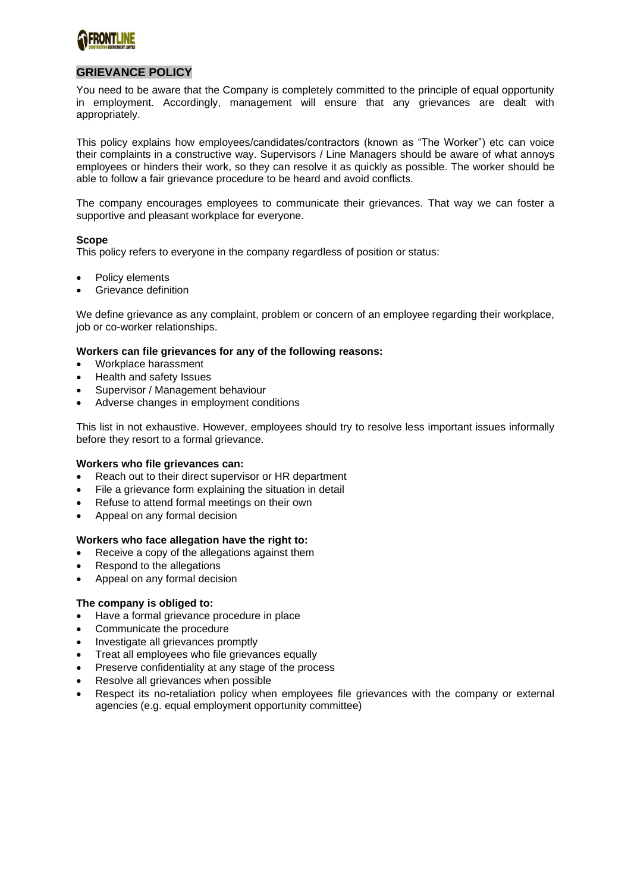## GRIEVANCE POLICY

You need to be aware that the Company is completely committed to the principle of equal opportunity in employment. Accordingly, management will ensure that any grievances are dealt with appropriately.

This policy explains how employees/candidates/contractors (known as "The Worker") etc can voice their complaints in a constructive way. Supervisors / Line Managers should be aware of what annoys employees or hinders their work, so they can resolve it as quickly as possible. The worker should be able to follow a fair grievance procedure to be heard and avoid conflicts.

The company encourages employees to communicate their grievances. That way we can foster a supportive and pleasant workplace for everyone.

**Scope**

This policy refers to everyone in the company regardless of position or status:

- Policy elements
- Grievance definition

We define grievance as any complaint, problem or concern of an employee regarding their workplace, job or co-worker relationships.

**Workers can file grievances for any of the following reasons:**

- Workplace harassment
- Health and safety Issues
- Supervisor / Management behaviour
- Adverse changes in employment conditions

This list in not exhaustive. However, employees should try to resolve less important issues informally before they resort to a formal grievance.

**Workers who file grievances can:**

- Reach out to their direct supervisor or HR department
- File a grievance form explaining the situation in detail
- Refuse to attend formal meetings on their own
- Appeal on any formal decision

**Workers who face allegation have the right to:**

- Receive a copy of the allegations against them
- Respond to the allegations
- Appeal on any formal decision

**The company is obliged to:**

- Have a formal grievance procedure in place
- Communicate the procedure
- Investigate all grievances promptly
- Treat all employees who file grievances equally
- Preserve confidentiality at any stage of the process
- Resolve all grievances when possible
- Respect its no-retaliation policy when employees file grievances with the company or external agencies (e.g. equal employment opportunity committee)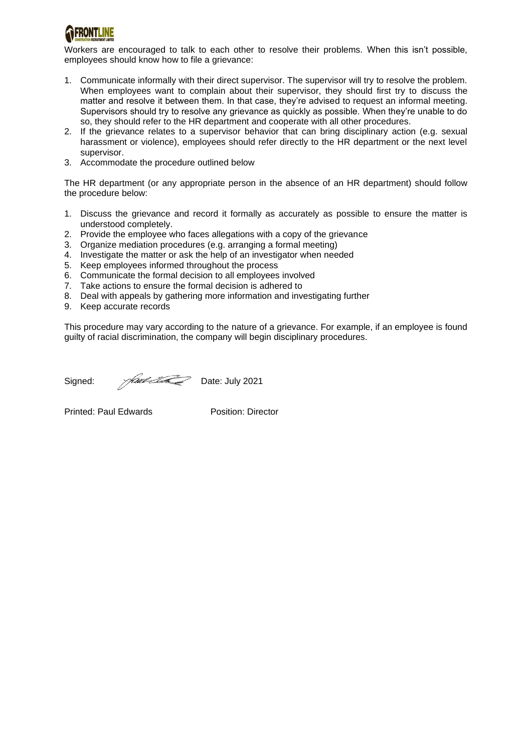Workers are encouraged to talk to each other to resolve their problems. When this isn't possible, employees should know how to file a grievance:

1. Communicate informally with their direct supervisor. The supervisor will try to resolve the problem. When employees want to complain about their supervisor, they should first try to discuss the matter and resolve it between them. In that case, they're advised to request an informal meeting. Supervisors should try to resolve any grievance as quickly as possible. When they're unable to do so, they should refer to the HR department and cooperate with all other procedures.
2. If the grievance relates to a supervisor behavior that can bring disciplinary action (e.g. sexual harassment or violence), employees should refer directly to the HR department or the next level supervisor.
3. Accommodate the procedure outlined below

The HR department (or any appropriate person in the absence of an HR department) should follow the procedure below:

1. Discuss the grievance and record it formally as accurately as possible to ensure the matter is understood completely.
2. Provide the employee who faces allegations with a copy of the grievance
3. Organize mediation procedures (e.g. arranging a formal meeting)
4. Investigate the matter or ask the help of an investigator when needed
5. Keep employees informed throughout the process
6. Communicate the formal decision to all employees involved
7. Take actions to ensure the formal decision is adhered to
8. Deal with appeals by gathering more information and investigating further
9. Keep accurate records

This procedure may vary according to the nature of a grievance. For example, if an employee is found guilty of racial discrimination, the company will begin disciplinary procedures.

Signed: Date: July 2021

Printed: Paul Edwards Position: Director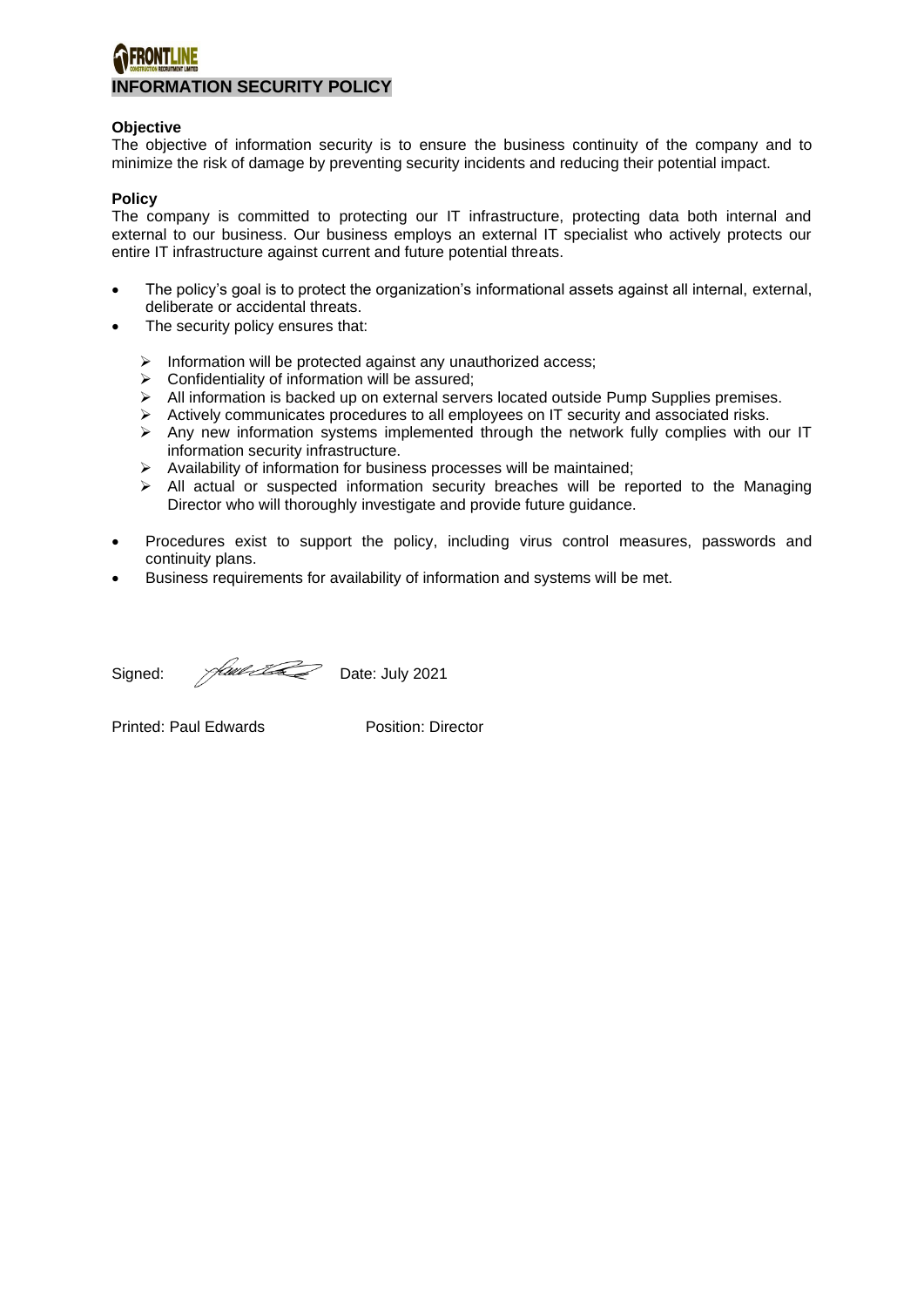# INFORMATION SECURITY POLICY

**Objective**

The objective of information security is to ensure the business continuity of the company and to minimize the risk of damage by preventing security incidents and reducing their potential impact.

**Policy**

The company is committed to protecting our IT infrastructure, protecting data both internal and external to our business. Our business employs an external IT specialist who actively protects our entire IT infrastructure against current and future potential threats.

- The policy's goal is to protect the organization's informational assets against all internal, external, deliberate or accidental threats.
- The security policy ensures that:
  - Information will be protected against any unauthorized access;
  - Confidentiality of information will be assured;
  - All information is backed up on external servers located outside Pump Supplies premises.
  - Actively communicates procedures to all employees on IT security and associated risks.
  - Any new information systems implemented through the network fully complies with our IT information security infrastructure.
  - Availability of information for business processes will be maintained;
  - All actual or suspected information security breaches will be reported to the Managing Director who will thoroughly investigate and provide future guidance.
- Procedures exist to support the policy, including virus control measures, passwords and continuity plans.
- Business requirements for availability of information and systems will be met.

Signed: Date: July 2021

Printed: Paul Edwards Position: Director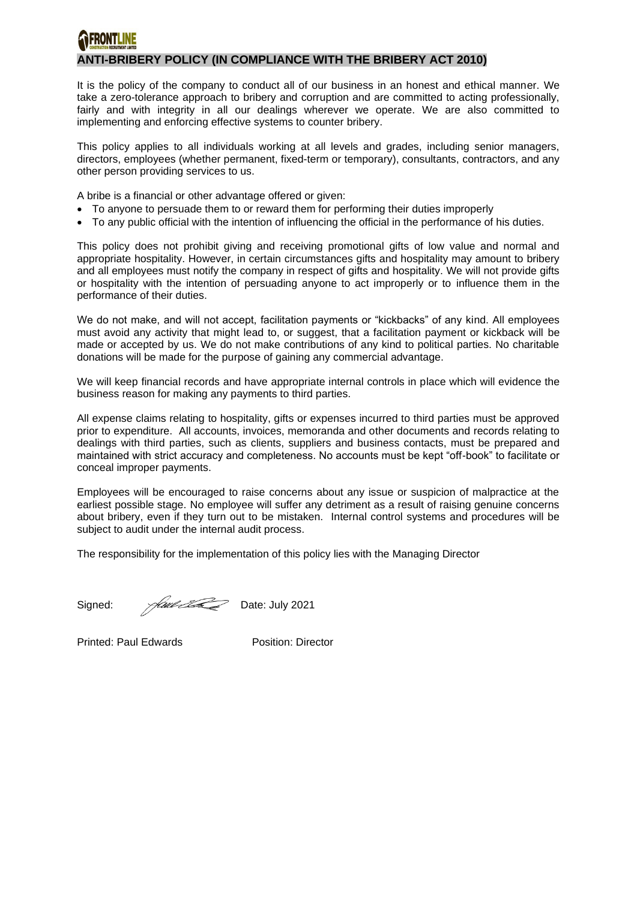FRONTLINE
CONSTRUCTION RECRUITMENT LIMITED

## ANTI-BRIBERY POLICY (IN COMPLIANCE WITH THE BRIBERY ACT 2010)

It is the policy of the company to conduct all of our business in an honest and ethical manner. We take a zero-tolerance approach to bribery and corruption and are committed to acting professionally, fairly and with integrity in all our dealings wherever we operate. We are also committed to implementing and enforcing effective systems to counter bribery.

This policy applies to all individuals working at all levels and grades, including senior managers, directors, employees (whether permanent, fixed-term or temporary), consultants, contractors, and any other person providing services to us.

A bribe is a financial or other advantage offered or given:

- To anyone to persuade them to or reward them for performing their duties improperly
- To any public official with the intention of influencing the official in the performance of his duties.

This policy does not prohibit giving and receiving promotional gifts of low value and normal and appropriate hospitality. However, in certain circumstances gifts and hospitality may amount to bribery and all employees must notify the company in respect of gifts and hospitality. We will not provide gifts or hospitality with the intention of persuading anyone to act improperly or to influence them in the performance of their duties.

We do not make, and will not accept, facilitation payments or "kickbacks" of any kind. All employees must avoid any activity that might lead to, or suggest, that a facilitation payment or kickback will be made or accepted by us. We do not make contributions of any kind to political parties. No charitable donations will be made for the purpose of gaining any commercial advantage.

We will keep financial records and have appropriate internal controls in place which will evidence the business reason for making any payments to third parties.

All expense claims relating to hospitality, gifts or expenses incurred to third parties must be approved prior to expenditure. All accounts, invoices, memoranda and other documents and records relating to dealings with third parties, such as clients, suppliers and business contacts, must be prepared and maintained with strict accuracy and completeness. No accounts must be kept "off-book" to facilitate or conceal improper payments.

Employees will be encouraged to raise concerns about any issue or suspicion of malpractice at the earliest possible stage. No employee will suffer any detriment as a result of raising genuine concerns about bribery, even if they turn out to be mistaken. Internal control systems and procedures will be subject to audit under the internal audit process.

The responsibility for the implementation of this policy lies with the Managing Director

Signed: Date: July 2021

Printed: Paul Edwards Position: Director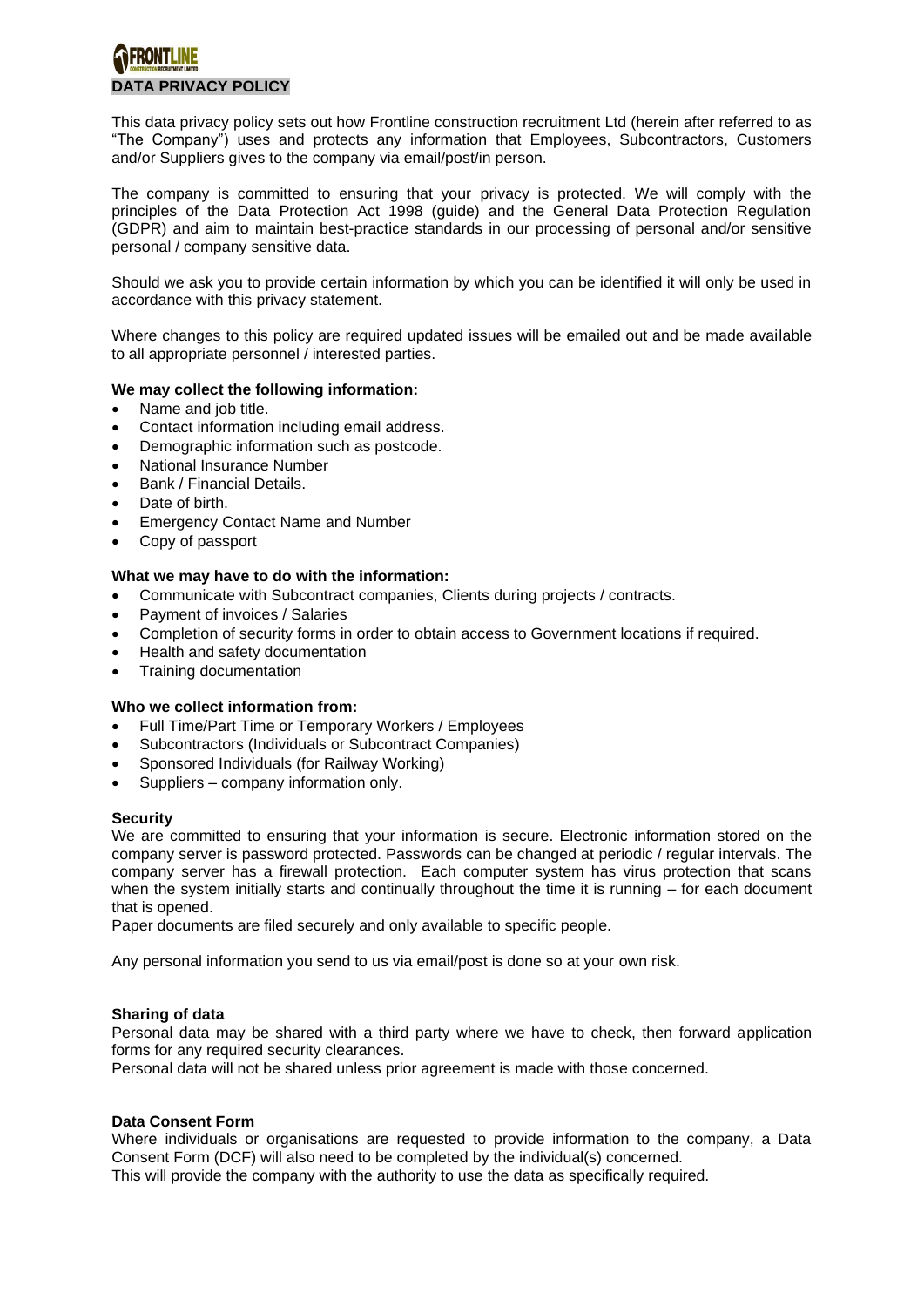**DATA PRIVACY POLICY**

This data privacy policy sets out how Frontline construction recruitment Ltd (herein after referred to as "The Company") uses and protects any information that Employees, Subcontractors, Customers and/or Suppliers gives to the company via email/post/in person.

The company is committed to ensuring that your privacy is protected. We will comply with the principles of the Data Protection Act 1998 (guide) and the General Data Protection Regulation (GDPR) and aim to maintain best-practice standards in our processing of personal and/or sensitive personal / company sensitive data.

Should we ask you to provide certain information by which you can be identified it will only be used in accordance with this privacy statement.

Where changes to this policy are required updated issues will be emailed out and be made available to all appropriate personnel / interested parties.

**We may collect the following information:**

- Name and job title.
- Contact information including email address.
- Demographic information such as postcode.
- National Insurance Number
- Bank / Financial Details.
- Date of birth.
- Emergency Contact Name and Number
- Copy of passport

**What we may have to do with the information:**

- Communicate with Subcontract companies, Clients during projects / contracts.
- Payment of invoices / Salaries
- Completion of security forms in order to obtain access to Government locations if required.
- Health and safety documentation
- Training documentation

**Who we collect information from:**

- Full Time/Part Time or Temporary Workers / Employees
- Subcontractors (Individuals or Subcontract Companies)
- Sponsored Individuals (for Railway Working)
- Suppliers – company information only.

**Security**

We are committed to ensuring that your information is secure. Electronic information stored on the company server is password protected. Passwords can be changed at periodic / regular intervals. The company server has a firewall protection. Each computer system has virus protection that scans when the system initially starts and continually throughout the time it is running – for each document that is opened.

Paper documents are filed securely and only available to specific people.

Any personal information you send to us via email/post is done so at your own risk.

**Sharing of data**

Personal data may be shared with a third party where we have to check, then forward application forms for any required security clearances.

Personal data will not be shared unless prior agreement is made with those concerned.

**Data Consent Form**

Where individuals or organisations are requested to provide information to the company, a Data Consent Form (DCF) will also need to be completed by the individual(s) concerned.

This will provide the company with the authority to use the data as specifically required.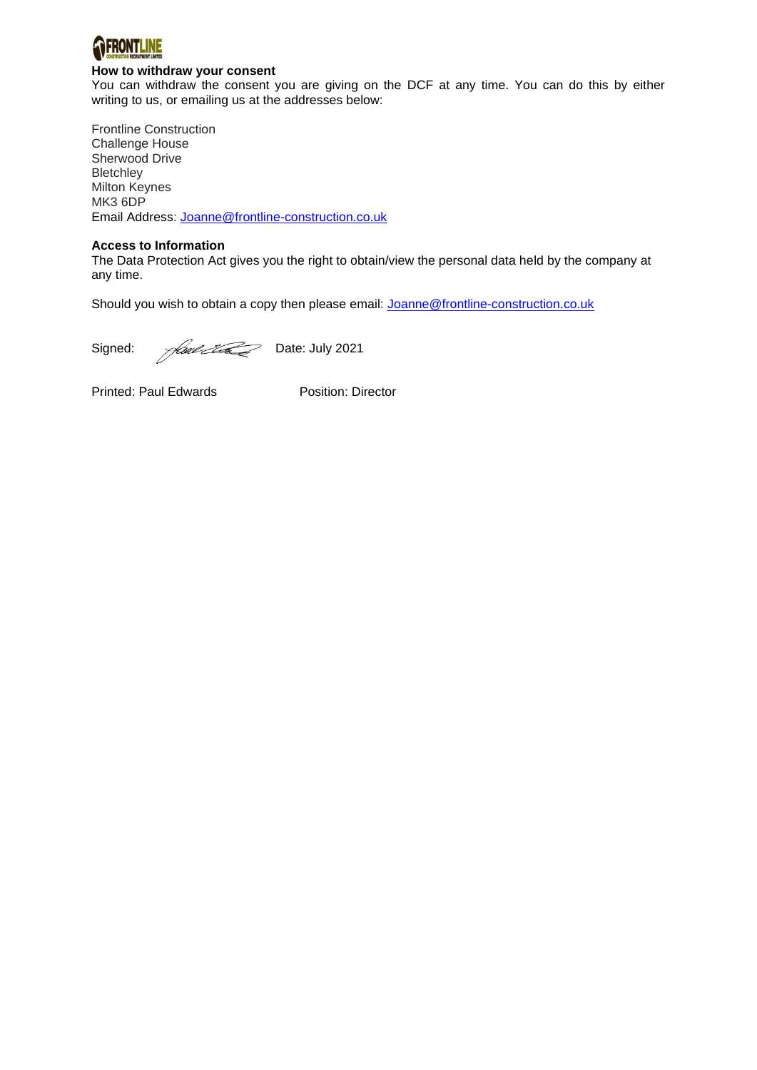**How to withdraw your consent**

You can withdraw the consent you are giving on the DCF at any time. You can do this by either writing to us, or emailing us at the addresses below:

Frontline Construction
Challenge House
Sherwood Drive
Bletchley
Milton Keynes
MK3 6DP
Email Address: Joanne@frontline-construction.co.uk

**Access to Information**

The Data Protection Act gives you the right to obtain/view the personal data held by the company at any time.

Should you wish to obtain a copy then please email: Joanne@frontline-construction.co.uk

Signed: Date: July 2021

Printed: Paul Edwards Position: Director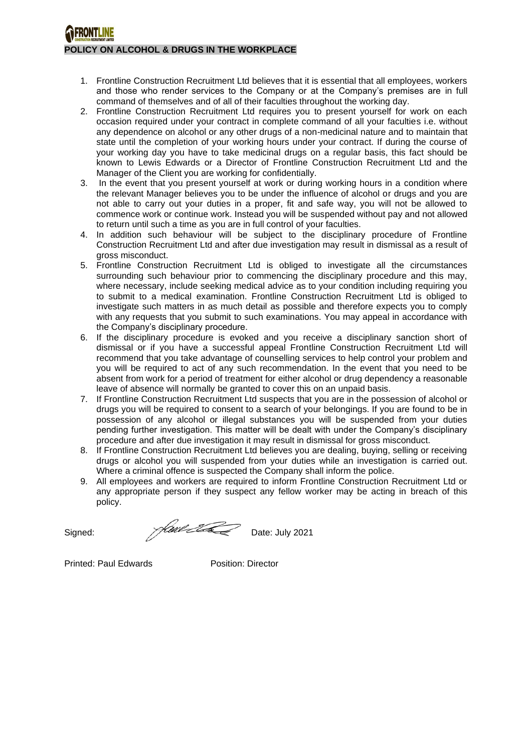## POLICY ON ALCOHOL & DRUGS IN THE WORKPLACE

1. Frontline Construction Recruitment Ltd believes that it is essential that all employees, workers and those who render services to the Company or at the Company's premises are in full command of themselves and of all of their faculties throughout the working day.
2. Frontline Construction Recruitment Ltd requires you to present yourself for work on each occasion required under your contract in complete command of all your faculties i.e. without any dependence on alcohol or any other drugs of a non-medicinal nature and to maintain that state until the completion of your working hours under your contract. If during the course of your working day you have to take medicinal drugs on a regular basis, this fact should be known to Lewis Edwards or a Director of Frontline Construction Recruitment Ltd and the Manager of the Client you are working for confidentially.
3. In the event that you present yourself at work or during working hours in a condition where the relevant Manager believes you to be under the influence of alcohol or drugs and you are not able to carry out your duties in a proper, fit and safe way, you will not be allowed to commence work or continue work. Instead you will be suspended without pay and not allowed to return until such a time as you are in full control of your faculties.
4. In addition such behaviour will be subject to the disciplinary procedure of Frontline Construction Recruitment Ltd and after due investigation may result in dismissal as a result of gross misconduct.
5. Frontline Construction Recruitment Ltd is obliged to investigate all the circumstances surrounding such behaviour prior to commencing the disciplinary procedure and this may, where necessary, include seeking medical advice as to your condition including requiring you to submit to a medical examination. Frontline Construction Recruitment Ltd is obliged to investigate such matters in as much detail as possible and therefore expects you to comply with any requests that you submit to such examinations. You may appeal in accordance with the Company's disciplinary procedure.
6. If the disciplinary procedure is evoked and you receive a disciplinary sanction short of dismissal or if you have a successful appeal Frontline Construction Recruitment Ltd will recommend that you take advantage of counselling services to help control your problem and you will be required to act of any such recommendation. In the event that you need to be absent from work for a period of treatment for either alcohol or drug dependency a reasonable leave of absence will normally be granted to cover this on an unpaid basis.
7. If Frontline Construction Recruitment Ltd suspects that you are in the possession of alcohol or drugs you will be required to consent to a search of your belongings. If you are found to be in possession of any alcohol or illegal substances you will be suspended from your duties pending further investigation. This matter will be dealt with under the Company's disciplinary procedure and after due investigation it may result in dismissal for gross misconduct.
8. If Frontline Construction Recruitment Ltd believes you are dealing, buying, selling or receiving drugs or alcohol you will suspended from your duties while an investigation is carried out. Where a criminal offence is suspected the Company shall inform the police.
9. All employees and workers are required to inform Frontline Construction Recruitment Ltd or any appropriate person if they suspect any fellow worker may be acting in breach of this policy.

Signed: Date: July 2021

Printed: Paul Edwards Position: Director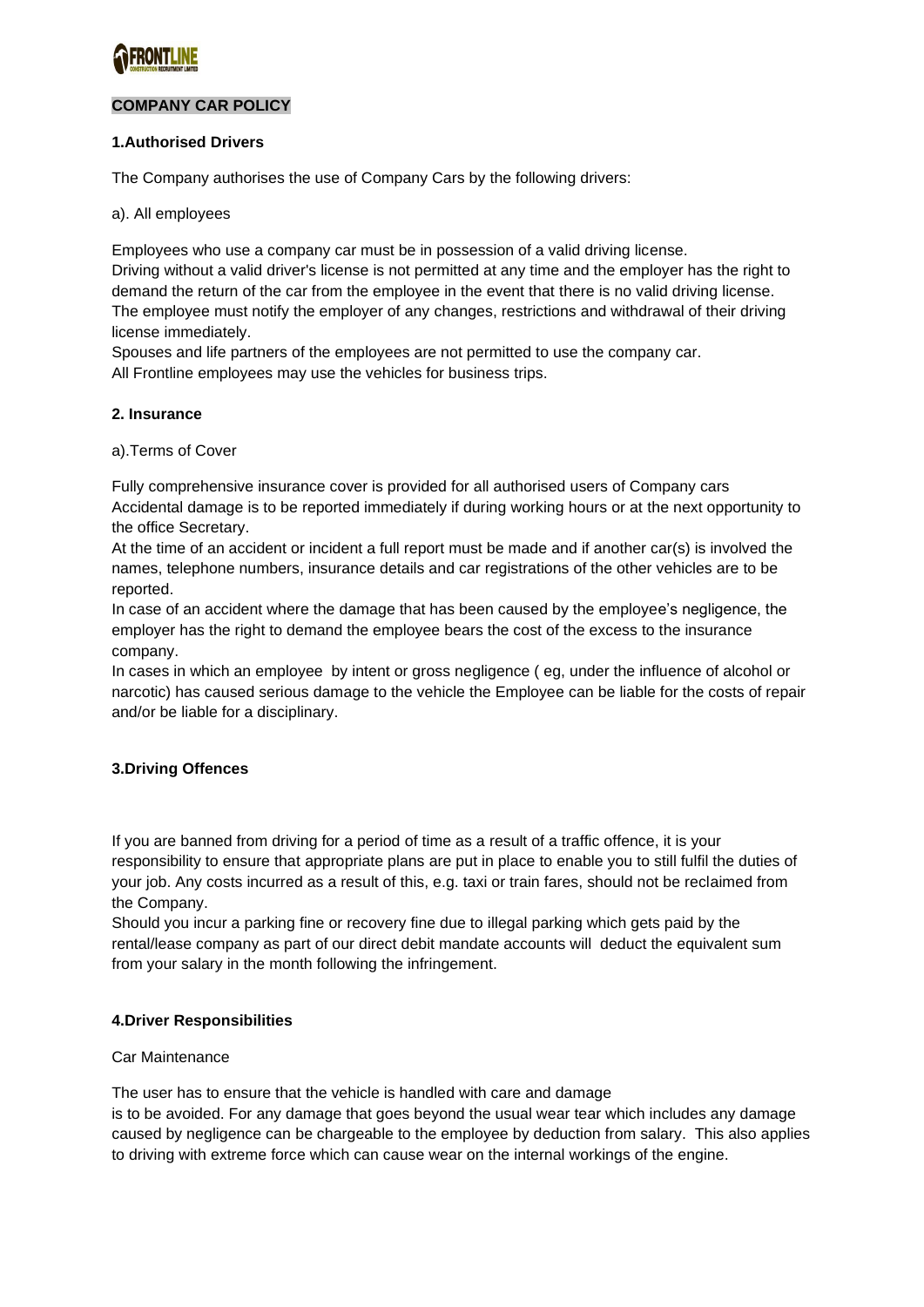## COMPANY CAR POLICY

### 1.Authorised Drivers

The Company authorises the use of Company Cars by the following drivers:

a). All employees

Employees who use a company car must be in possession of a valid driving license.
Driving without a valid driver's license is not permitted at any time and the employer has the right to demand the return of the car from the employee in the event that there is no valid driving license.
The employee must notify the employer of any changes, restrictions and withdrawal of their driving license immediately.
Spouses and life partners of the employees are not permitted to use the company car.
All Frontline employees may use the vehicles for business trips.

### 2. Insurance

a).Terms of Cover

Fully comprehensive insurance cover is provided for all authorised users of Company cars
Accidental damage is to be reported immediately if during working hours or at the next opportunity to the office Secretary.
At the time of an accident or incident a full report must be made and if another car(s) is involved the names, telephone numbers, insurance details and car registrations of the other vehicles are to be reported.
In case of an accident where the damage that has been caused by the employee's negligence, the employer has the right to demand the employee bears the cost of the excess to the insurance company.
In cases in which an employee by intent or gross negligence ( eg, under the influence of alcohol or narcotic) has caused serious damage to the vehicle the Employee can be liable for the costs of repair and/or be liable for a disciplinary.

### 3.Driving Offences

If you are banned from driving for a period of time as a result of a traffic offence, it is your responsibility to ensure that appropriate plans are put in place to enable you to still fulfil the duties of your job. Any costs incurred as a result of this, e.g. taxi or train fares, should not be reclaimed from the Company.
Should you incur a parking fine or recovery fine due to illegal parking which gets paid by the rental/lease company as part of our direct debit mandate accounts will deduct the equivalent sum from your salary in the month following the infringement.

### 4.Driver Responsibilities

Car Maintenance

The user has to ensure that the vehicle is handled with care and damage
is to be avoided. For any damage that goes beyond the usual wear tear which includes any damage caused by negligence can be chargeable to the employee by deduction from salary. This also applies to driving with extreme force which can cause wear on the internal workings of the engine.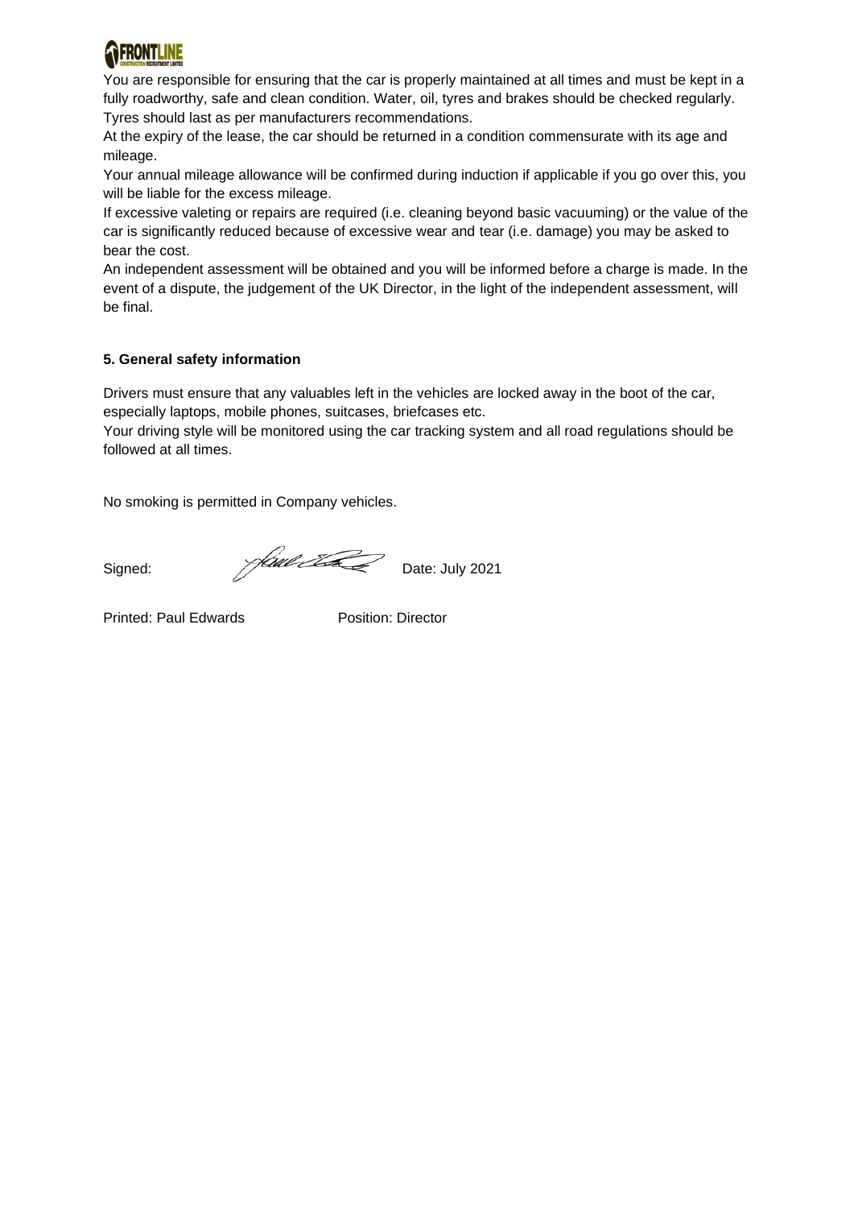You are responsible for ensuring that the car is properly maintained at all times and must be kept in a fully roadworthy, safe and clean condition. Water, oil, tyres and brakes should be checked regularly. Tyres should last as per manufacturers recommendations.

At the expiry of the lease, the car should be returned in a condition commensurate with its age and mileage.

Your annual mileage allowance will be confirmed during induction if applicable if you go over this, you will be liable for the excess mileage.

If excessive valeting or repairs are required (i.e. cleaning beyond basic vacuuming) or the value of the car is significantly reduced because of excessive wear and tear (i.e. damage) you may be asked to bear the cost.

An independent assessment will be obtained and you will be informed before a charge is made. In the event of a dispute, the judgement of the UK Director, in the light of the independent assessment, will be final.

**5. General safety information**

Drivers must ensure that any valuables left in the vehicles are locked away in the boot of the car, especially laptops, mobile phones, suitcases, briefcases etc.

Your driving style will be monitored using the car tracking system and all road regulations should be followed at all times.

No smoking is permitted in Company vehicles.

Signed: Date: July 2021

Printed: Paul Edwards Position: Director